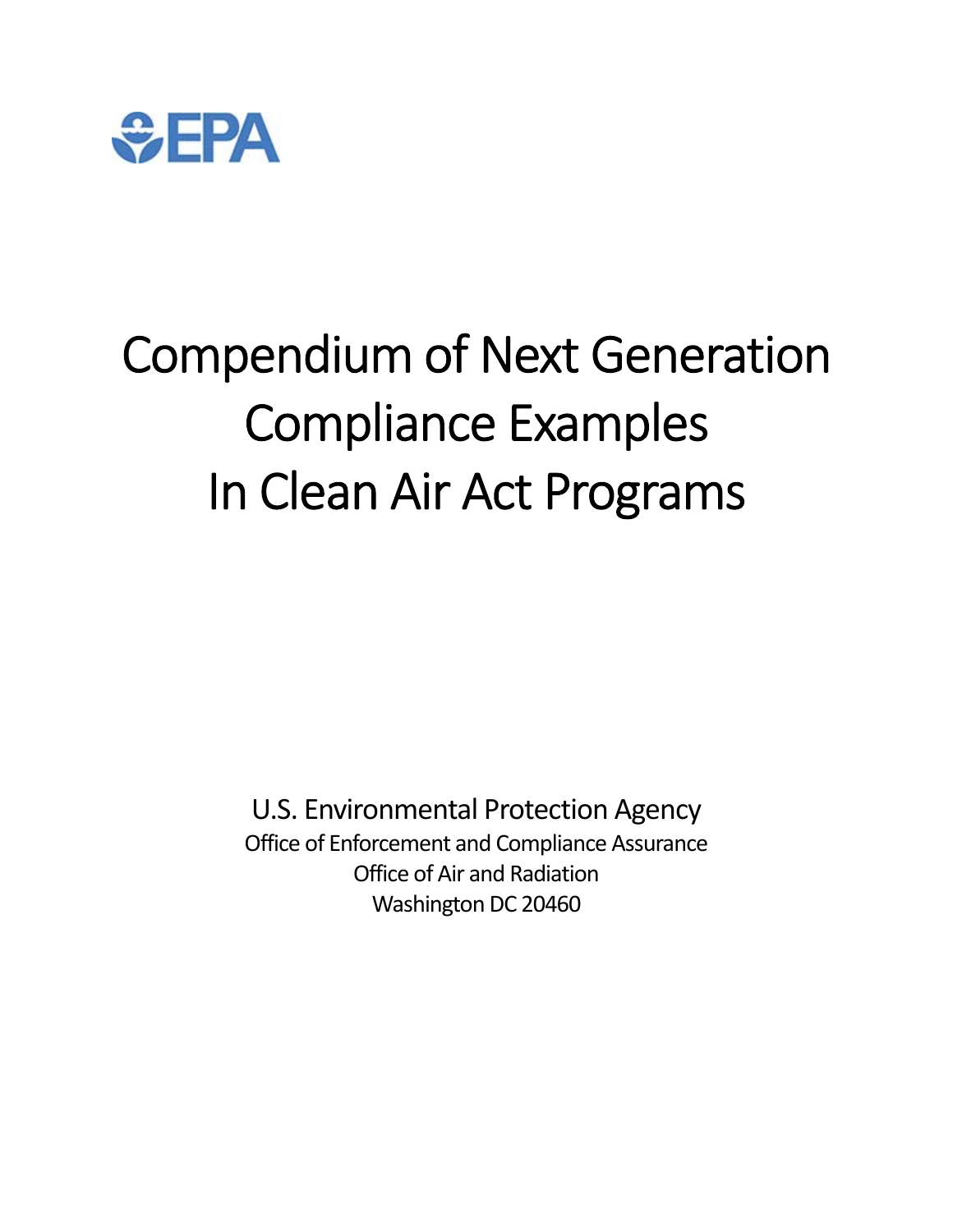EPA

# Compendium of Next Generation Compliance Examples In Clean Air Act Programs

U.S. Environmental Protection Agency

Office of Enforcement and Compliance Assurance

Office of Air and Radiation

Washington DC 20460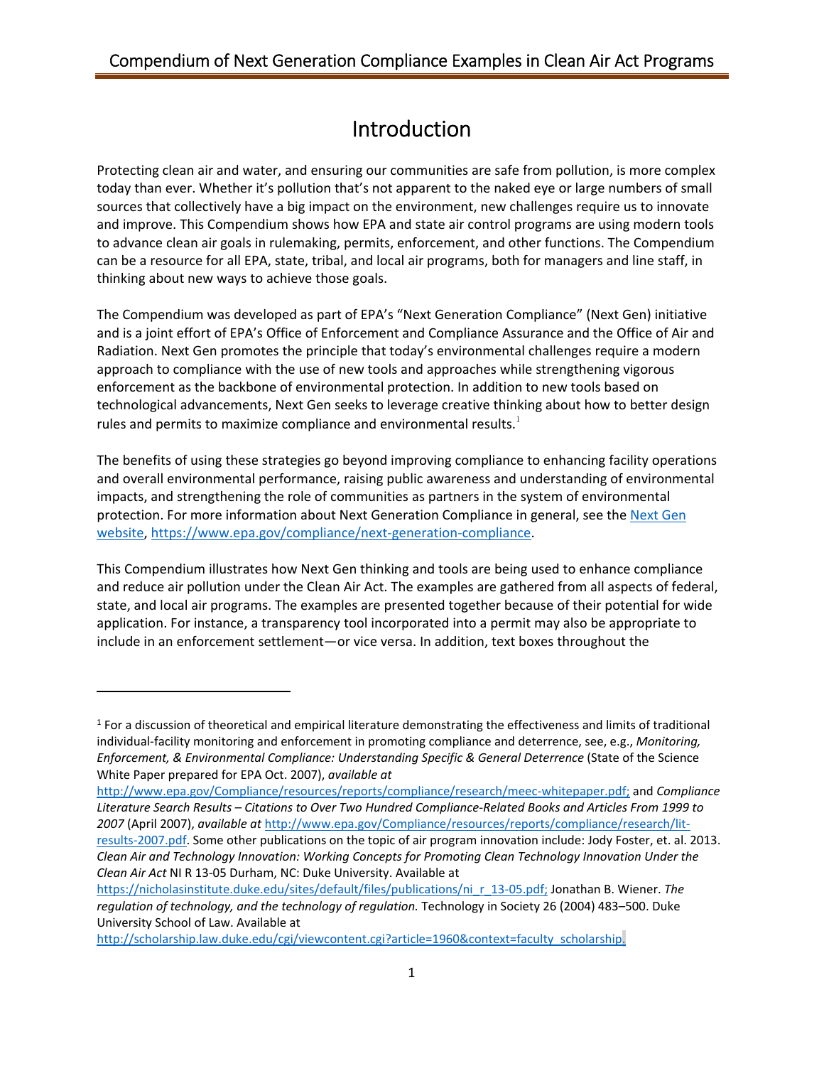# Introduction

Protecting clean air and water, and ensuring our communities are safe from pollution, is more complex today than ever. Whether it's pollution that's not apparent to the naked eye or large numbers of small sources that collectively have a big impact on the environment, new challenges require us to innovate and improve. This Compendium shows how EPA and state air control programs are using modern tools to advance clean air goals in rulemaking, permits, enforcement, and other functions. The Compendium can be a resource for all EPA, state, tribal, and local air programs, both for managers and line staff, in thinking about new ways to achieve those goals.

The Compendium was developed as part of EPA's "Next Generation Compliance" (Next Gen) initiative and is a joint effort of EPA's Office of Enforcement and Compliance Assurance and the Office of Air and Radiation. Next Gen promotes the principle that today's environmental challenges require a modern approach to compliance with the use of new tools and approaches while strengthening vigorous enforcement as the backbone of environmental protection. In addition to new tools based on technological advancements, Next Gen seeks to leverage creative thinking about how to better design rules and permits to maximize compliance and environmental results.[1]

The benefits of using these strategies go beyond improving compliance to enhancing facility operations and overall environmental performance, raising public awareness and understanding of environmental impacts, and strengthening the role of communities as partners in the system of environmental protection. For more information about Next Generation Compliance in general, see the [Next Gen website](https://www.epa.gov/compliance/next-generation-compliance), https://www.epa.gov/compliance/next-generation-compliance.

This Compendium illustrates how Next Gen thinking and tools are being used to enhance compliance and reduce air pollution under the Clean Air Act. The examples are gathered from all aspects of federal, state, and local air programs. The examples are presented together because of their potential for wide application. For instance, a transparency tool incorporated into a permit may also be appropriate to include in an enforcement settlement—or vice versa. In addition, text boxes throughout the

---

[1] For a discussion of theoretical and empirical literature demonstrating the effectiveness and limits of traditional individual-facility monitoring and enforcement in promoting compliance and deterrence, see, e.g., *Monitoring, Enforcement, & Environmental Compliance: Understanding Specific & General Deterrence* (State of the Science White Paper prepared for EPA Oct. 2007), *available at* http://www.epa.gov/Compliance/resources/reports/compliance/research/meec-whitepaper.pdf; and *Compliance Literature Search Results – Citations to Over Two Hundred Compliance-Related Books and Articles From 1999 to 2007* (April 2007), *available at* http://www.epa.gov/Compliance/resources/reports/compliance/research/lit-results-2007.pdf. Some other publications on the topic of air program innovation include: Jody Foster, et. al. 2013. *Clean Air and Technology Innovation: Working Concepts for Promoting Clean Technology Innovation Under the Clean Air Act* NI R 13-05 Durham, NC: Duke University. Available at https://nicholasinstitute.duke.edu/sites/default/files/publications/ni_r_13-05.pdf; Jonathan B. Wiener. *The regulation of technology, and the technology of regulation.* Technology in Society 26 (2004) 483–500. Duke University School of Law. Available at http://scholarship.law.duke.edu/cgi/viewcontent.cgi?article=1960&context=faculty_scholarship.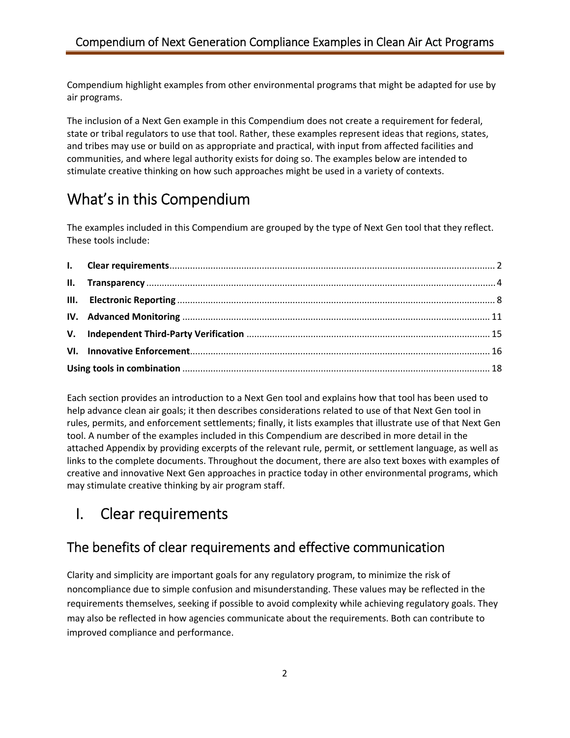Compendium highlight examples from other environmental programs that might be adapted for use by air programs.

The inclusion of a Next Gen example in this Compendium does not create a requirement for federal, state or tribal regulators to use that tool. Rather, these examples represent ideas that regions, states, and tribes may use or build on as appropriate and practical, with input from affected facilities and communities, and where legal authority exists for doing so. The examples below are intended to stimulate creative thinking on how such approaches might be used in a variety of contexts.

# What's in this Compendium

The examples included in this Compendium are grouped by the type of Next Gen tool that they reflect. These tools include:

- **I. Clear requirements** ............ 2
- **II. Transparency** ............ 4
- **III. Electronic Reporting** ............ 8
- **IV. Advanced Monitoring** ............ 11
- **V. Independent Third-Party Verification** ............ 15
- **VI. Innovative Enforcement** ............ 16
- **Using tools in combination** ............ 18

Each section provides an introduction to a Next Gen tool and explains how that tool has been used to help advance clean air goals; it then describes considerations related to use of that Next Gen tool in rules, permits, and enforcement settlements; finally, it lists examples that illustrate use of that Next Gen tool. A number of the examples included in this Compendium are described in more detail in the attached Appendix by providing excerpts of the relevant rule, permit, or settlement language, as well as links to the complete documents. Throughout the document, there are also text boxes with examples of creative and innovative Next Gen approaches in practice today in other environmental programs, which may stimulate creative thinking by air program staff.

# I. Clear requirements

## The benefits of clear requirements and effective communication

Clarity and simplicity are important goals for any regulatory program, to minimize the risk of noncompliance due to simple confusion and misunderstanding. These values may be reflected in the requirements themselves, seeking if possible to avoid complexity while achieving regulatory goals. They may also be reflected in how agencies communicate about the requirements. Both can contribute to improved compliance and performance.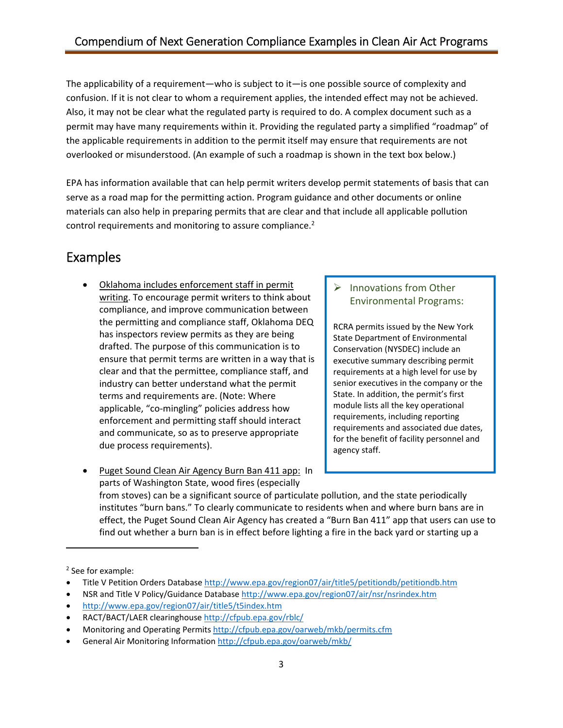The applicability of a requirement—who is subject to it—is one possible source of complexity and confusion. If it is not clear to whom a requirement applies, the intended effect may not be achieved. Also, it may not be clear what the regulated party is required to do. A complex document such as a permit may have many requirements within it. Providing the regulated party a simplified “roadmap” of the applicable requirements in addition to the permit itself may ensure that requirements are not overlooked or misunderstood. (An example of such a roadmap is shown in the text box below.)

EPA has information available that can help permit writers develop permit statements of basis that can serve as a road map for the permitting action. Program guidance and other documents or online materials can also help in preparing permits that are clear and that include all applicable pollution control requirements and monitoring to assure compliance.[2]

## Examples

- Oklahoma includes enforcement staff in permit writing. To encourage permit writers to think about compliance, and improve communication between the permitting and compliance staff, Oklahoma DEQ has inspectors review permits as they are being drafted. The purpose of this communication is to ensure that permit terms are written in a way that is clear and that the permittee, compliance staff, and industry can better understand what the permit terms and requirements are. (Note: Where applicable, “co-mingling” policies address how enforcement and permitting staff should interact and communicate, so as to preserve appropriate due process requirements).

> **Innovations from Other Environmental Programs:**
>
> RCRA permits issued by the New York State Department of Environmental Conservation (NYSDEC) include an executive summary describing permit requirements at a high level for use by senior executives in the company or the State. In addition, the permit’s first module lists all the key operational requirements, including reporting requirements and associated due dates, for the benefit of facility personnel and agency staff.

- Puget Sound Clean Air Agency Burn Ban 411 app: In parts of Washington State, wood fires (especially from stoves) can be a significant source of particulate pollution, and the state periodically institutes “burn bans.” To clearly communicate to residents when and where burn bans are in effect, the Puget Sound Clean Air Agency has created a “Burn Ban 411” app that users can use to find out whether a burn ban is in effect before lighting a fire in the back yard or starting up a

---

[2] See for example:

- Title V Petition Orders Database http://www.epa.gov/region07/air/title5/petitiondb/petitiondb.htm
- NSR and Title V Policy/Guidance Database http://www.epa.gov/region07/air/nsr/nsrindex.htm
- http://www.epa.gov/region07/air/title5/t5index.htm
- RACT/BACT/LAER clearinghouse http://cfpub.epa.gov/rblc/
- Monitoring and Operating Permits http://cfpub.epa.gov/oarweb/mkb/permits.cfm
- General Air Monitoring Information http://cfpub.epa.gov/oarweb/mkb/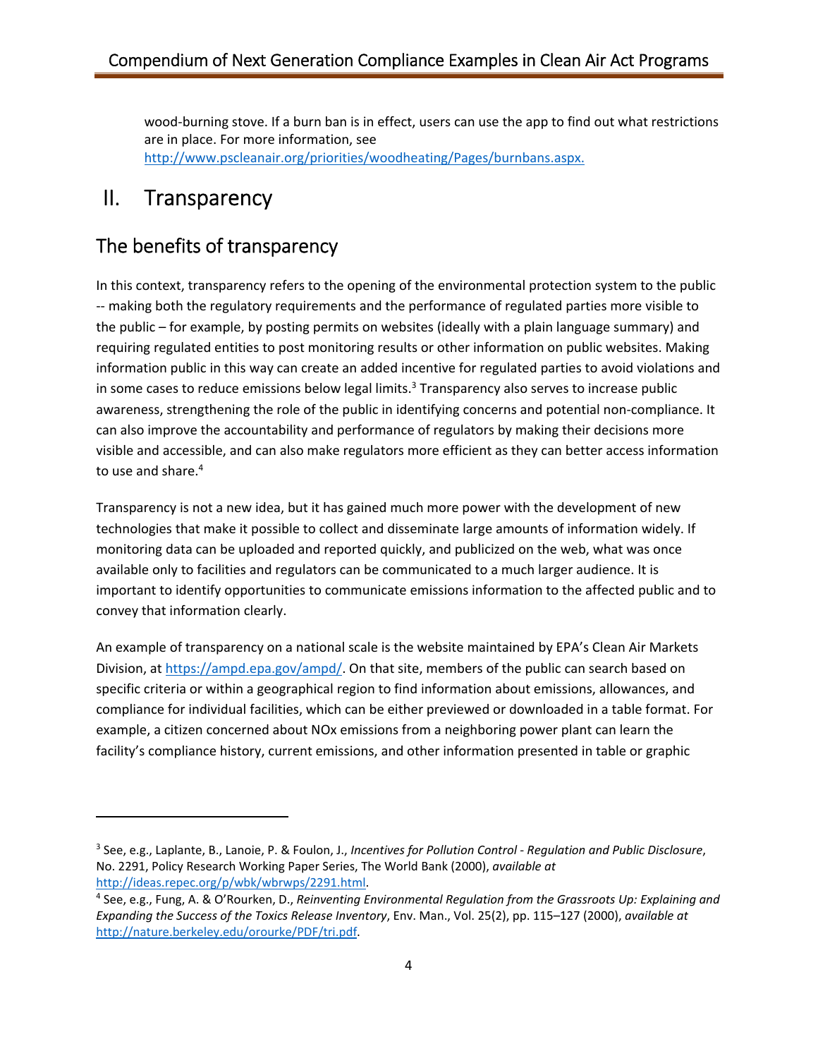wood-burning stove. If a burn ban is in effect, users can use the app to find out what restrictions are in place. For more information, see http://www.pscleanair.org/priorities/woodheating/Pages/burnbans.aspx.

# II. Transparency

## The benefits of transparency

In this context, transparency refers to the opening of the environmental protection system to the public -- making both the regulatory requirements and the performance of regulated parties more visible to the public – for example, by posting permits on websites (ideally with a plain language summary) and requiring regulated entities to post monitoring results or other information on public websites. Making information public in this way can create an added incentive for regulated parties to avoid violations and in some cases to reduce emissions below legal limits.[3] Transparency also serves to increase public awareness, strengthening the role of the public in identifying concerns and potential non-compliance. It can also improve the accountability and performance of regulators by making their decisions more visible and accessible, and can also make regulators more efficient as they can better access information to use and share.[4]

Transparency is not a new idea, but it has gained much more power with the development of new technologies that make it possible to collect and disseminate large amounts of information widely. If monitoring data can be uploaded and reported quickly, and publicized on the web, what was once available only to facilities and regulators can be communicated to a much larger audience. It is important to identify opportunities to communicate emissions information to the affected public and to convey that information clearly.

An example of transparency on a national scale is the website maintained by EPA's Clean Air Markets Division, at https://ampd.epa.gov/ampd/. On that site, members of the public can search based on specific criteria or within a geographical region to find information about emissions, allowances, and compliance for individual facilities, which can be either previewed or downloaded in a table format. For example, a citizen concerned about NOx emissions from a neighboring power plant can learn the facility's compliance history, current emissions, and other information presented in table or graphic

---

[3] See, e.g., Laplante, B., Lanoie, P. & Foulon, J., *Incentives for Pollution Control - Regulation and Public Disclosure*, No. 2291, Policy Research Working Paper Series, The World Bank (2000), *available at* http://ideas.repec.org/p/wbk/wbrwps/2291.html.

[4] See, e.g., Fung, A. & O'Rourken, D., *Reinventing Environmental Regulation from the Grassroots Up: Explaining and Expanding the Success of the Toxics Release Inventory*, Env. Man., Vol. 25(2), pp. 115–127 (2000), *available at* http://nature.berkeley.edu/orourke/PDF/tri.pdf.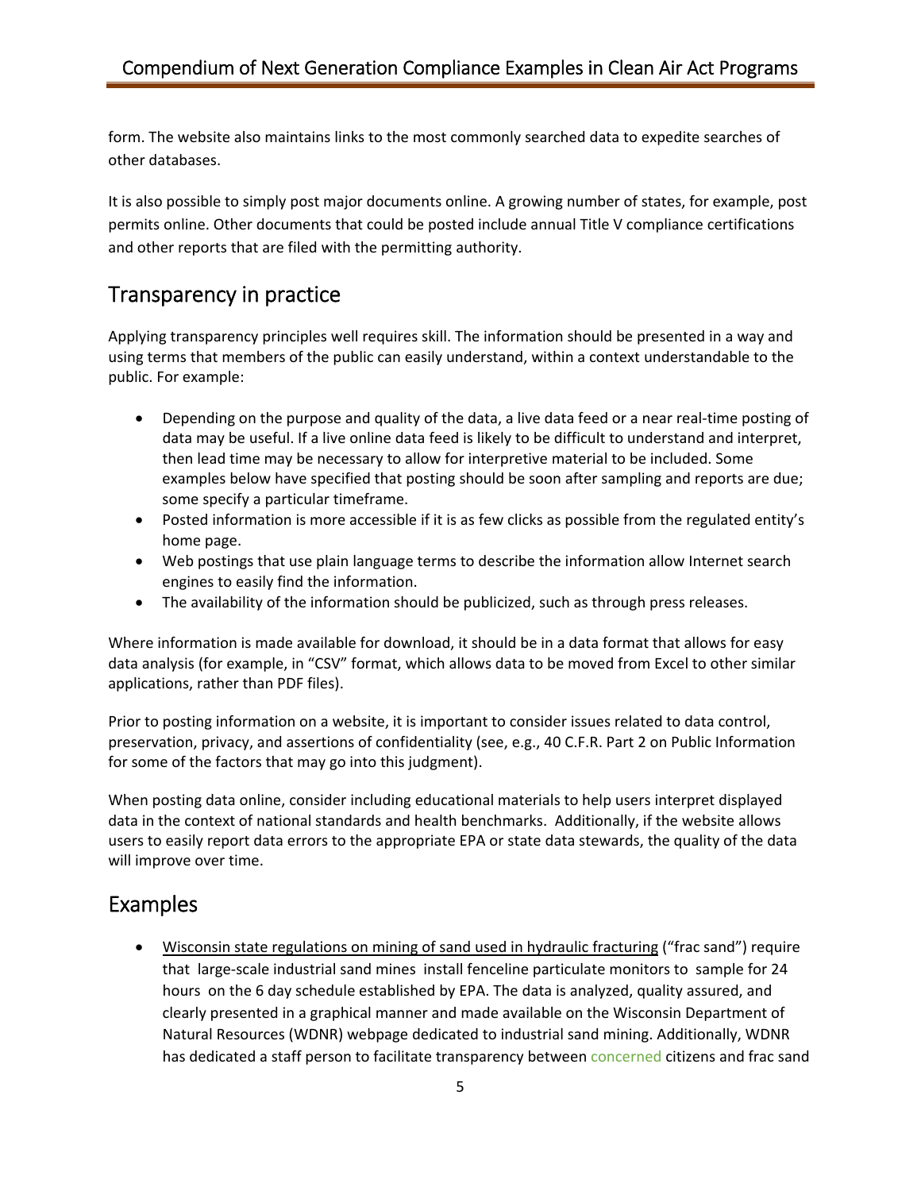form. The website also maintains links to the most commonly searched data to expedite searches of other databases.

It is also possible to simply post major documents online. A growing number of states, for example, post permits online. Other documents that could be posted include annual Title V compliance certifications and other reports that are filed with the permitting authority.

## Transparency in practice

Applying transparency principles well requires skill. The information should be presented in a way and using terms that members of the public can easily understand, within a context understandable to the public. For example:

- Depending on the purpose and quality of the data, a live data feed or a near real-time posting of data may be useful. If a live online data feed is likely to be difficult to understand and interpret, then lead time may be necessary to allow for interpretive material to be included. Some examples below have specified that posting should be soon after sampling and reports are due; some specify a particular timeframe.
- Posted information is more accessible if it is as few clicks as possible from the regulated entity's home page.
- Web postings that use plain language terms to describe the information allow Internet search engines to easily find the information.
- The availability of the information should be publicized, such as through press releases.

Where information is made available for download, it should be in a data format that allows for easy data analysis (for example, in "CSV" format, which allows data to be moved from Excel to other similar applications, rather than PDF files).

Prior to posting information on a website, it is important to consider issues related to data control, preservation, privacy, and assertions of confidentiality (see, e.g., 40 C.F.R. Part 2 on Public Information for some of the factors that may go into this judgment).

When posting data online, consider including educational materials to help users interpret displayed data in the context of national standards and health benchmarks. Additionally, if the website allows users to easily report data errors to the appropriate EPA or state data stewards, the quality of the data will improve over time.

## Examples

- Wisconsin state regulations on mining of sand used in hydraulic fracturing ("frac sand") require that large-scale industrial sand mines install fenceline particulate monitors to sample for 24 hours on the 6 day schedule established by EPA. The data is analyzed, quality assured, and clearly presented in a graphical manner and made available on the Wisconsin Department of Natural Resources (WDNR) webpage dedicated to industrial sand mining. Additionally, WDNR has dedicated a staff person to facilitate transparency between concerned citizens and frac sand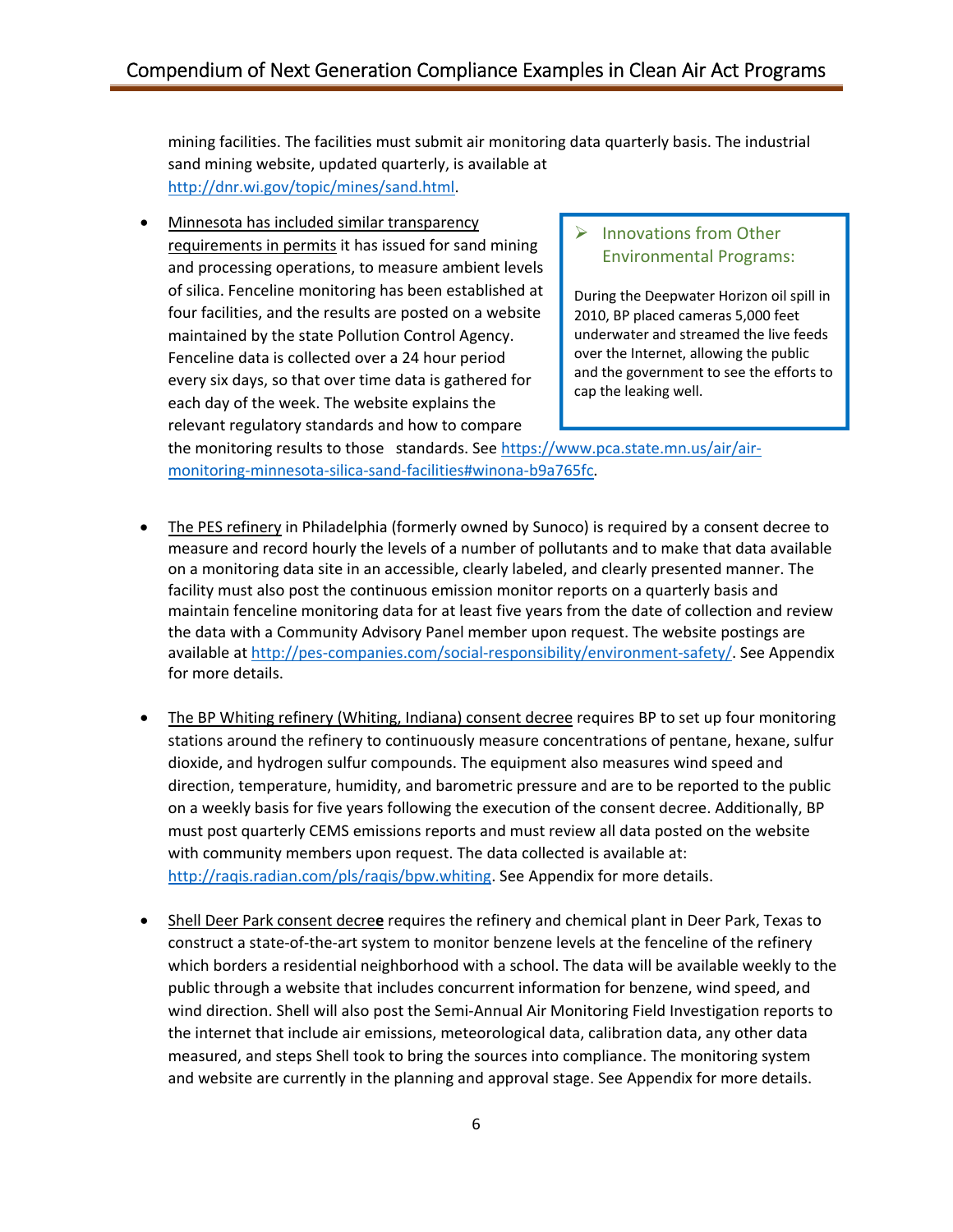mining facilities. The facilities must submit air monitoring data quarterly basis. The industrial sand mining website, updated quarterly, is available at http://dnr.wi.gov/topic/mines/sand.html.

- Minnesota has included similar transparency requirements in permits it has issued for sand mining and processing operations, to measure ambient levels of silica. Fenceline monitoring has been established at four facilities, and the results are posted on a website maintained by the state Pollution Control Agency. Fenceline data is collected over a 24 hour period every six days, so that over time data is gathered for each day of the week. The website explains the relevant regulatory standards and how to compare the monitoring results to those standards. See https://www.pca.state.mn.us/air/air-monitoring-minnesota-silica-sand-facilities#winona-b9a765fc.

> ➢ Innovations from Other Environmental Programs:
>
> During the Deepwater Horizon oil spill in 2010, BP placed cameras 5,000 feet underwater and streamed the live feeds over the Internet, allowing the public and the government to see the efforts to cap the leaking well.

- The PES refinery in Philadelphia (formerly owned by Sunoco) is required by a consent decree to measure and record hourly the levels of a number of pollutants and to make that data available on a monitoring data site in an accessible, clearly labeled, and clearly presented manner. The facility must also post the continuous emission monitor reports on a quarterly basis and maintain fenceline monitoring data for at least five years from the date of collection and review the data with a Community Advisory Panel member upon request. The website postings are available at http://pes-companies.com/social-responsibility/environment-safety/. See Appendix for more details.

- The BP Whiting refinery (Whiting, Indiana) consent decree requires BP to set up four monitoring stations around the refinery to continuously measure concentrations of pentane, hexane, sulfur dioxide, and hydrogen sulfur compounds. The equipment also measures wind speed and direction, temperature, humidity, and barometric pressure and are to be reported to the public on a weekly basis for five years following the execution of the consent decree. Additionally, BP must post quarterly CEMS emissions reports and must review all data posted on the website with community members upon request. The data collected is available at: http://raqis.radian.com/pls/raqis/bpw.whiting. See Appendix for more details.

- Shell Deer Park consent decree requires the refinery and chemical plant in Deer Park, Texas to construct a state-of-the-art system to monitor benzene levels at the fenceline of the refinery which borders a residential neighborhood with a school. The data will be available weekly to the public through a website that includes concurrent information for benzene, wind speed, and wind direction. Shell will also post the Semi-Annual Air Monitoring Field Investigation reports to the internet that include air emissions, meteorological data, calibration data, any other data measured, and steps Shell took to bring the sources into compliance. The monitoring system and website are currently in the planning and approval stage. See Appendix for more details.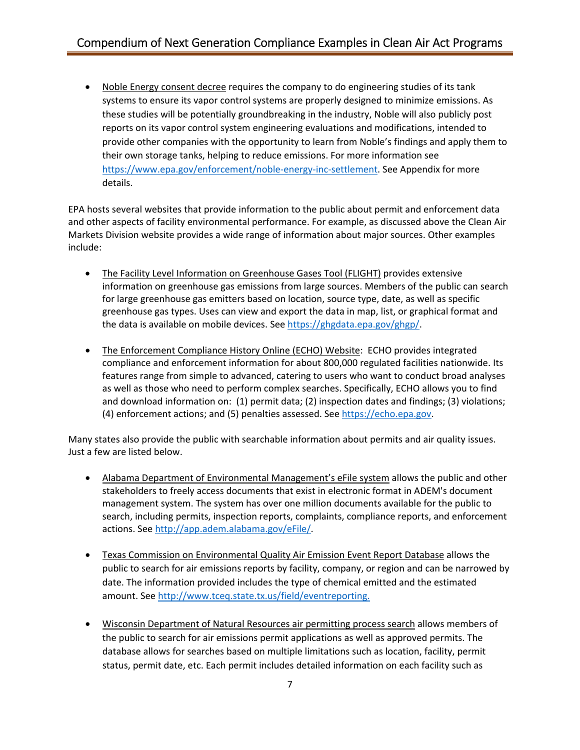- Noble Energy consent decree requires the company to do engineering studies of its tank systems to ensure its vapor control systems are properly designed to minimize emissions. As these studies will be potentially groundbreaking in the industry, Noble will also publicly post reports on its vapor control system engineering evaluations and modifications, intended to provide other companies with the opportunity to learn from Noble's findings and apply them to their own storage tanks, helping to reduce emissions. For more information see https://www.epa.gov/enforcement/noble-energy-inc-settlement. See Appendix for more details.

EPA hosts several websites that provide information to the public about permit and enforcement data and other aspects of facility environmental performance. For example, as discussed above the Clean Air Markets Division website provides a wide range of information about major sources. Other examples include:

- The Facility Level Information on Greenhouse Gases Tool (FLIGHT) provides extensive information on greenhouse gas emissions from large sources. Members of the public can search for large greenhouse gas emitters based on location, source type, date, as well as specific greenhouse gas types. Uses can view and export the data in map, list, or graphical format and the data is available on mobile devices. See https://ghgdata.epa.gov/ghgp/.

- The Enforcement Compliance History Online (ECHO) Website: ECHO provides integrated compliance and enforcement information for about 800,000 regulated facilities nationwide. Its features range from simple to advanced, catering to users who want to conduct broad analyses as well as those who need to perform complex searches. Specifically, ECHO allows you to find and download information on: (1) permit data; (2) inspection dates and findings; (3) violations; (4) enforcement actions; and (5) penalties assessed. See https://echo.epa.gov.

Many states also provide the public with searchable information about permits and air quality issues. Just a few are listed below.

- Alabama Department of Environmental Management's eFile system allows the public and other stakeholders to freely access documents that exist in electronic format in ADEM's document management system. The system has over one million documents available for the public to search, including permits, inspection reports, complaints, compliance reports, and enforcement actions. See http://app.adem.alabama.gov/eFile/.

- Texas Commission on Environmental Quality Air Emission Event Report Database allows the public to search for air emissions reports by facility, company, or region and can be narrowed by date. The information provided includes the type of chemical emitted and the estimated amount. See http://www.tceq.state.tx.us/field/eventreporting.

- Wisconsin Department of Natural Resources air permitting process search allows members of the public to search for air emissions permit applications as well as approved permits. The database allows for searches based on multiple limitations such as location, facility, permit status, permit date, etc. Each permit includes detailed information on each facility such as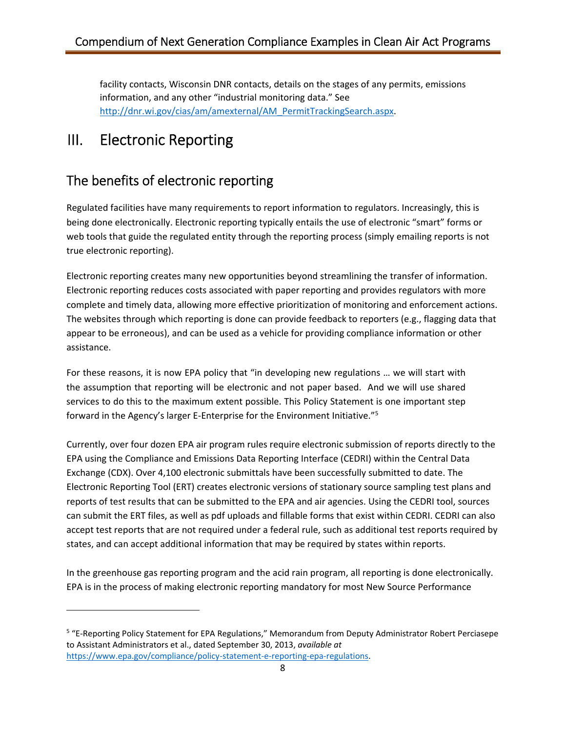facility contacts, Wisconsin DNR contacts, details on the stages of any permits, emissions information, and any other "industrial monitoring data." See http://dnr.wi.gov/cias/am/amexternal/AM_PermitTrackingSearch.aspx.

# III. Electronic Reporting

## The benefits of electronic reporting

Regulated facilities have many requirements to report information to regulators. Increasingly, this is being done electronically. Electronic reporting typically entails the use of electronic "smart" forms or web tools that guide the regulated entity through the reporting process (simply emailing reports is not true electronic reporting).

Electronic reporting creates many new opportunities beyond streamlining the transfer of information. Electronic reporting reduces costs associated with paper reporting and provides regulators with more complete and timely data, allowing more effective prioritization of monitoring and enforcement actions. The websites through which reporting is done can provide feedback to reporters (e.g., flagging data that appear to be erroneous), and can be used as a vehicle for providing compliance information or other assistance.

For these reasons, it is now EPA policy that "in developing new regulations … we will start with the assumption that reporting will be electronic and not paper based. And we will use shared services to do this to the maximum extent possible. This Policy Statement is one important step forward in the Agency's larger E-Enterprise for the Environment Initiative."[5]

Currently, over four dozen EPA air program rules require electronic submission of reports directly to the EPA using the Compliance and Emissions Data Reporting Interface (CEDRI) within the Central Data Exchange (CDX). Over 4,100 electronic submittals have been successfully submitted to date. The Electronic Reporting Tool (ERT) creates electronic versions of stationary source sampling test plans and reports of test results that can be submitted to the EPA and air agencies. Using the CEDRI tool, sources can submit the ERT files, as well as pdf uploads and fillable forms that exist within CEDRI. CEDRI can also accept test reports that are not required under a federal rule, such as additional test reports required by states, and can accept additional information that may be required by states within reports.

In the greenhouse gas reporting program and the acid rain program, all reporting is done electronically. EPA is in the process of making electronic reporting mandatory for most New Source Performance

[5] "E-Reporting Policy Statement for EPA Regulations," Memorandum from Deputy Administrator Robert Perciasepe to Assistant Administrators et al., dated September 30, 2013, *available at* https://www.epa.gov/compliance/policy-statement-e-reporting-epa-regulations.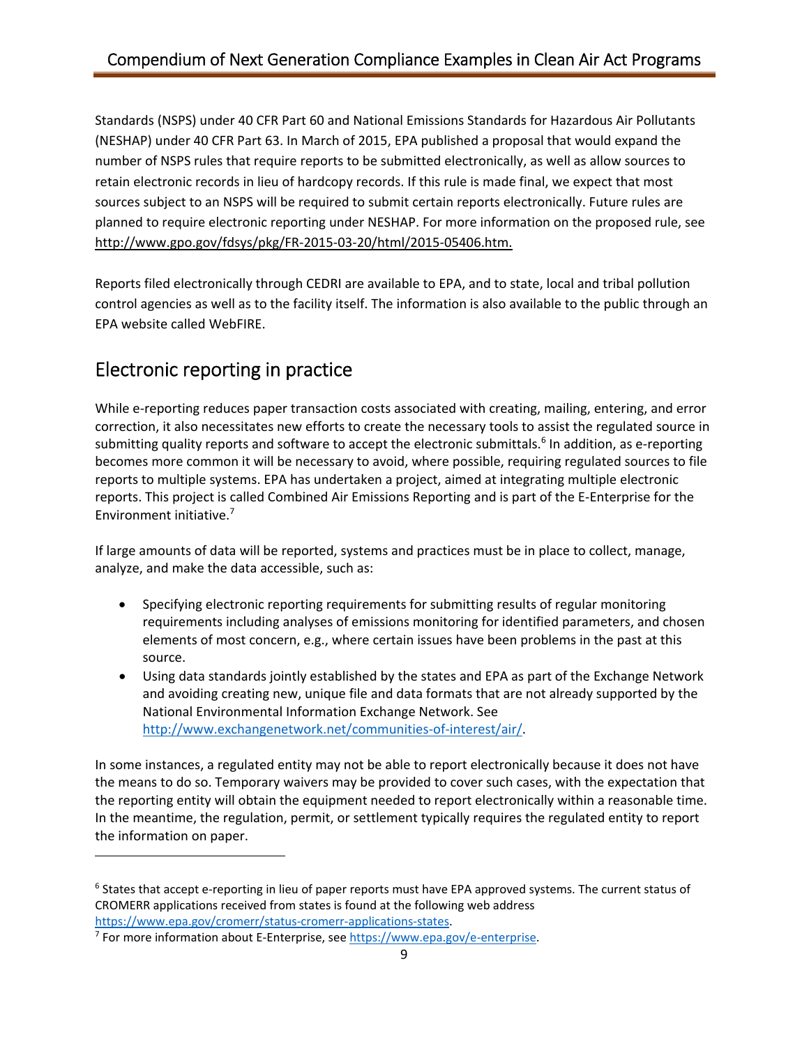Standards (NSPS) under 40 CFR Part 60 and National Emissions Standards for Hazardous Air Pollutants (NESHAP) under 40 CFR Part 63. In March of 2015, EPA published a proposal that would expand the number of NSPS rules that require reports to be submitted electronically, as well as allow sources to retain electronic records in lieu of hardcopy records. If this rule is made final, we expect that most sources subject to an NSPS will be required to submit certain reports electronically. Future rules are planned to require electronic reporting under NESHAP. For more information on the proposed rule, see http://www.gpo.gov/fdsys/pkg/FR-2015-03-20/html/2015-05406.htm.

Reports filed electronically through CEDRI are available to EPA, and to state, local and tribal pollution control agencies as well as to the facility itself. The information is also available to the public through an EPA website called WebFIRE.

## Electronic reporting in practice

While e-reporting reduces paper transaction costs associated with creating, mailing, entering, and error correction, it also necessitates new efforts to create the necessary tools to assist the regulated source in submitting quality reports and software to accept the electronic submittals.[6] In addition, as e-reporting becomes more common it will be necessary to avoid, where possible, requiring regulated sources to file reports to multiple systems. EPA has undertaken a project, aimed at integrating multiple electronic reports. This project is called Combined Air Emissions Reporting and is part of the E-Enterprise for the Environment initiative.[7]

If large amounts of data will be reported, systems and practices must be in place to collect, manage, analyze, and make the data accessible, such as:

- Specifying electronic reporting requirements for submitting results of regular monitoring requirements including analyses of emissions monitoring for identified parameters, and chosen elements of most concern, e.g., where certain issues have been problems in the past at this source.
- Using data standards jointly established by the states and EPA as part of the Exchange Network and avoiding creating new, unique file and data formats that are not already supported by the National Environmental Information Exchange Network. See http://www.exchangenetwork.net/communities-of-interest/air/.

In some instances, a regulated entity may not be able to report electronically because it does not have the means to do so. Temporary waivers may be provided to cover such cases, with the expectation that the reporting entity will obtain the equipment needed to report electronically within a reasonable time. In the meantime, the regulation, permit, or settlement typically requires the regulated entity to report the information on paper.

---

[6] States that accept e-reporting in lieu of paper reports must have EPA approved systems. The current status of CROMERR applications received from states is found at the following web address https://www.epa.gov/cromerr/status-cromerr-applications-states.

[7] For more information about E-Enterprise, see https://www.epa.gov/e-enterprise.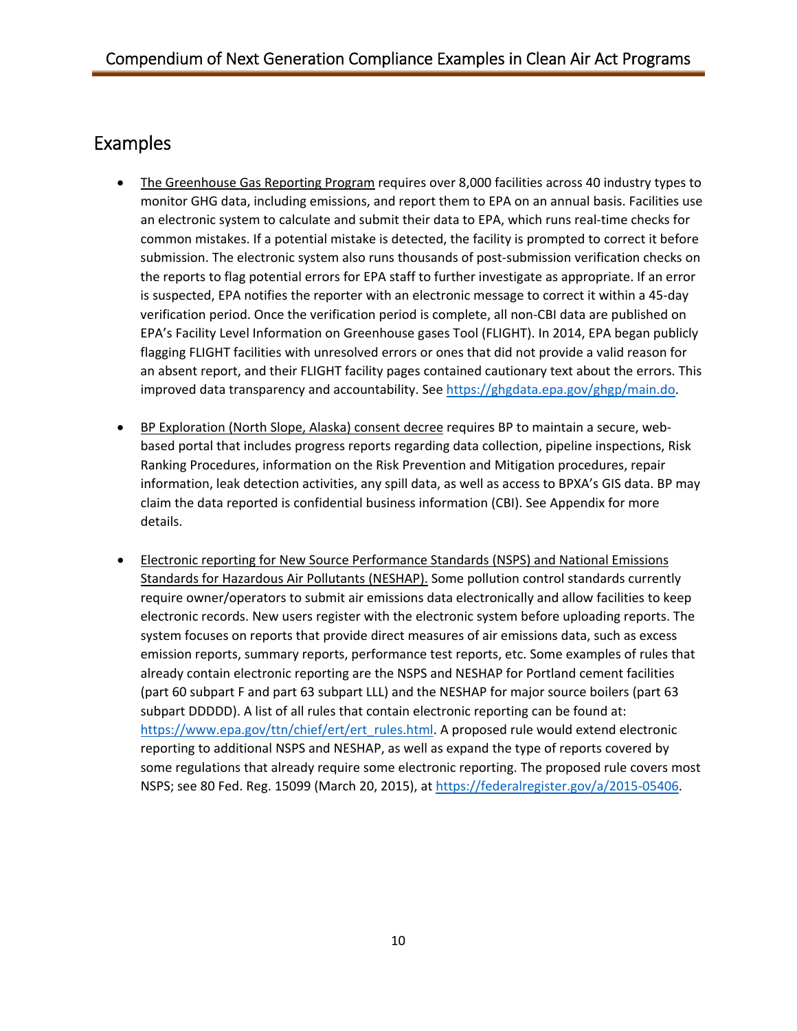## Examples

- The Greenhouse Gas Reporting Program requires over 8,000 facilities across 40 industry types to monitor GHG data, including emissions, and report them to EPA on an annual basis. Facilities use an electronic system to calculate and submit their data to EPA, which runs real-time checks for common mistakes. If a potential mistake is detected, the facility is prompted to correct it before submission. The electronic system also runs thousands of post-submission verification checks on the reports to flag potential errors for EPA staff to further investigate as appropriate. If an error is suspected, EPA notifies the reporter with an electronic message to correct it within a 45-day verification period. Once the verification period is complete, all non-CBI data are published on EPA's Facility Level Information on Greenhouse gases Tool (FLIGHT). In 2014, EPA began publicly flagging FLIGHT facilities with unresolved errors or ones that did not provide a valid reason for an absent report, and their FLIGHT facility pages contained cautionary text about the errors. This improved data transparency and accountability. See https://ghgdata.epa.gov/ghgp/main.do.

- BP Exploration (North Slope, Alaska) consent decree requires BP to maintain a secure, web-based portal that includes progress reports regarding data collection, pipeline inspections, Risk Ranking Procedures, information on the Risk Prevention and Mitigation procedures, repair information, leak detection activities, any spill data, as well as access to BPXA's GIS data. BP may claim the data reported is confidential business information (CBI). See Appendix for more details.

- Electronic reporting for New Source Performance Standards (NSPS) and National Emissions Standards for Hazardous Air Pollutants (NESHAP). Some pollution control standards currently require owner/operators to submit air emissions data electronically and allow facilities to keep electronic records. New users register with the electronic system before uploading reports. The system focuses on reports that provide direct measures of air emissions data, such as excess emission reports, summary reports, performance test reports, etc. Some examples of rules that already contain electronic reporting are the NSPS and NESHAP for Portland cement facilities (part 60 subpart F and part 63 subpart LLL) and the NESHAP for major source boilers (part 63 subpart DDDDD). A list of all rules that contain electronic reporting can be found at: https://www.epa.gov/ttn/chief/ert/ert_rules.html. A proposed rule would extend electronic reporting to additional NSPS and NESHAP, as well as expand the type of reports covered by some regulations that already require some electronic reporting. The proposed rule covers most NSPS; see 80 Fed. Reg. 15099 (March 20, 2015), at https://federalregister.gov/a/2015-05406.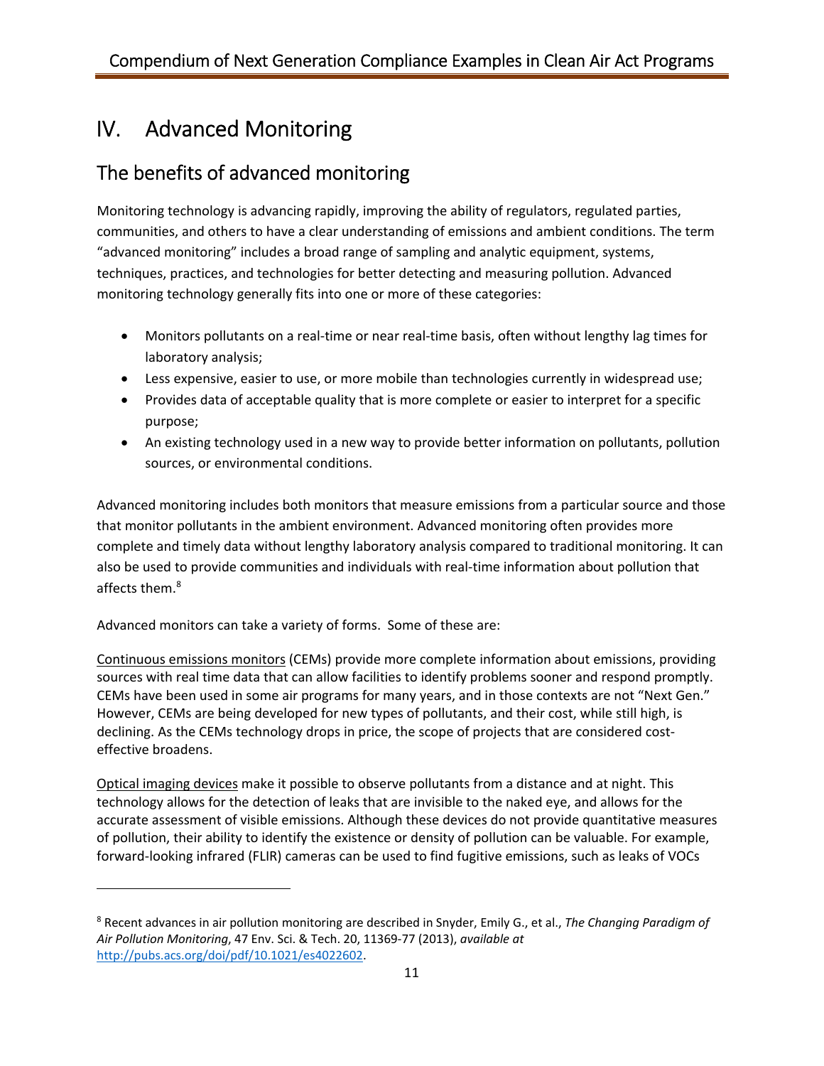// Running header omitted per rules.

# IV. Advanced Monitoring

## The benefits of advanced monitoring

Monitoring technology is advancing rapidly, improving the ability of regulators, regulated parties, communities, and others to have a clear understanding of emissions and ambient conditions. The term "advanced monitoring" includes a broad range of sampling and analytic equipment, systems, techniques, practices, and technologies for better detecting and measuring pollution. Advanced monitoring technology generally fits into one or more of these categories:

- Monitors pollutants on a real-time or near real-time basis, often without lengthy lag times for laboratory analysis;
- Less expensive, easier to use, or more mobile than technologies currently in widespread use;
- Provides data of acceptable quality that is more complete or easier to interpret for a specific purpose;
- An existing technology used in a new way to provide better information on pollutants, pollution sources, or environmental conditions.

Advanced monitoring includes both monitors that measure emissions from a particular source and those that monitor pollutants in the ambient environment. Advanced monitoring often provides more complete and timely data without lengthy laboratory analysis compared to traditional monitoring. It can also be used to provide communities and individuals with real-time information about pollution that affects them.[8]

Advanced monitors can take a variety of forms. Some of these are:

Continuous emissions monitors (CEMs) provide more complete information about emissions, providing sources with real time data that can allow facilities to identify problems sooner and respond promptly. CEMs have been used in some air programs for many years, and in those contexts are not "Next Gen." However, CEMs are being developed for new types of pollutants, and their cost, while still high, is declining. As the CEMs technology drops in price, the scope of projects that are considered cost-effective broadens.

Optical imaging devices make it possible to observe pollutants from a distance and at night. This technology allows for the detection of leaks that are invisible to the naked eye, and allows for the accurate assessment of visible emissions. Although these devices do not provide quantitative measures of pollution, their ability to identify the existence or density of pollution can be valuable. For example, forward-looking infrared (FLIR) cameras can be used to find fugitive emissions, such as leaks of VOCs

[8] Recent advances in air pollution monitoring are described in Snyder, Emily G., et al., *The Changing Paradigm of Air Pollution Monitoring*, 47 Env. Sci. & Tech. 20, 11369-77 (2013), *available at* http://pubs.acs.org/doi/pdf/10.1021/es4022602.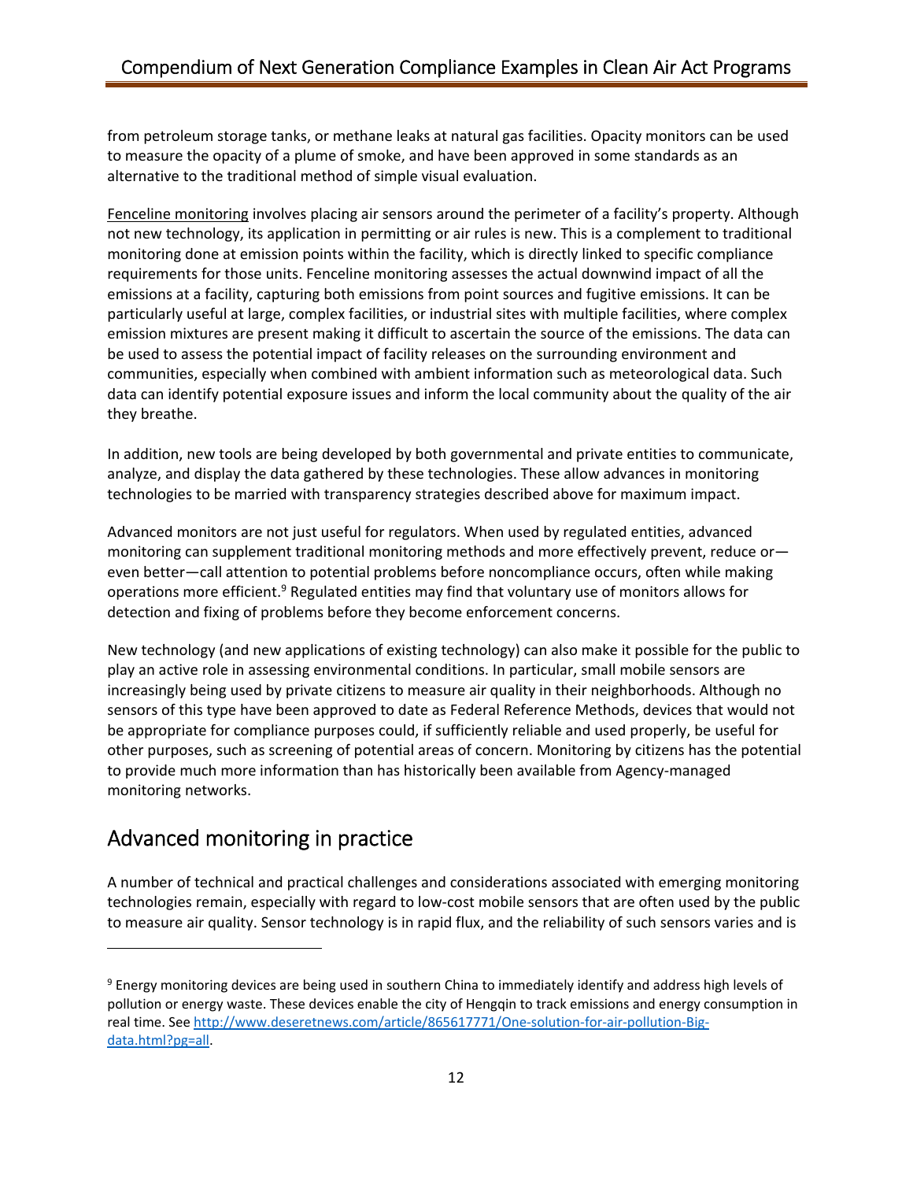from petroleum storage tanks, or methane leaks at natural gas facilities. Opacity monitors can be used to measure the opacity of a plume of smoke, and have been approved in some standards as an alternative to the traditional method of simple visual evaluation.

Fenceline monitoring involves placing air sensors around the perimeter of a facility's property. Although not new technology, its application in permitting or air rules is new. This is a complement to traditional monitoring done at emission points within the facility, which is directly linked to specific compliance requirements for those units. Fenceline monitoring assesses the actual downwind impact of all the emissions at a facility, capturing both emissions from point sources and fugitive emissions. It can be particularly useful at large, complex facilities, or industrial sites with multiple facilities, where complex emission mixtures are present making it difficult to ascertain the source of the emissions. The data can be used to assess the potential impact of facility releases on the surrounding environment and communities, especially when combined with ambient information such as meteorological data. Such data can identify potential exposure issues and inform the local community about the quality of the air they breathe.

In addition, new tools are being developed by both governmental and private entities to communicate, analyze, and display the data gathered by these technologies. These allow advances in monitoring technologies to be married with transparency strategies described above for maximum impact.

Advanced monitors are not just useful for regulators. When used by regulated entities, advanced monitoring can supplement traditional monitoring methods and more effectively prevent, reduce or—even better—call attention to potential problems before noncompliance occurs, often while making operations more efficient.[9] Regulated entities may find that voluntary use of monitors allows for detection and fixing of problems before they become enforcement concerns.

New technology (and new applications of existing technology) can also make it possible for the public to play an active role in assessing environmental conditions. In particular, small mobile sensors are increasingly being used by private citizens to measure air quality in their neighborhoods. Although no sensors of this type have been approved to date as Federal Reference Methods, devices that would not be appropriate for compliance purposes could, if sufficiently reliable and used properly, be useful for other purposes, such as screening of potential areas of concern. Monitoring by citizens has the potential to provide much more information than has historically been available from Agency-managed monitoring networks.

## Advanced monitoring in practice

A number of technical and practical challenges and considerations associated with emerging monitoring technologies remain, especially with regard to low-cost mobile sensors that are often used by the public to measure air quality. Sensor technology is in rapid flux, and the reliability of such sensors varies and is

---

[9] Energy monitoring devices are being used in southern China to immediately identify and address high levels of pollution or energy waste. These devices enable the city of Hengqin to track emissions and energy consumption in real time. See http://www.deseretnews.com/article/865617771/One-solution-for-air-pollution-Big-data.html?pg=all.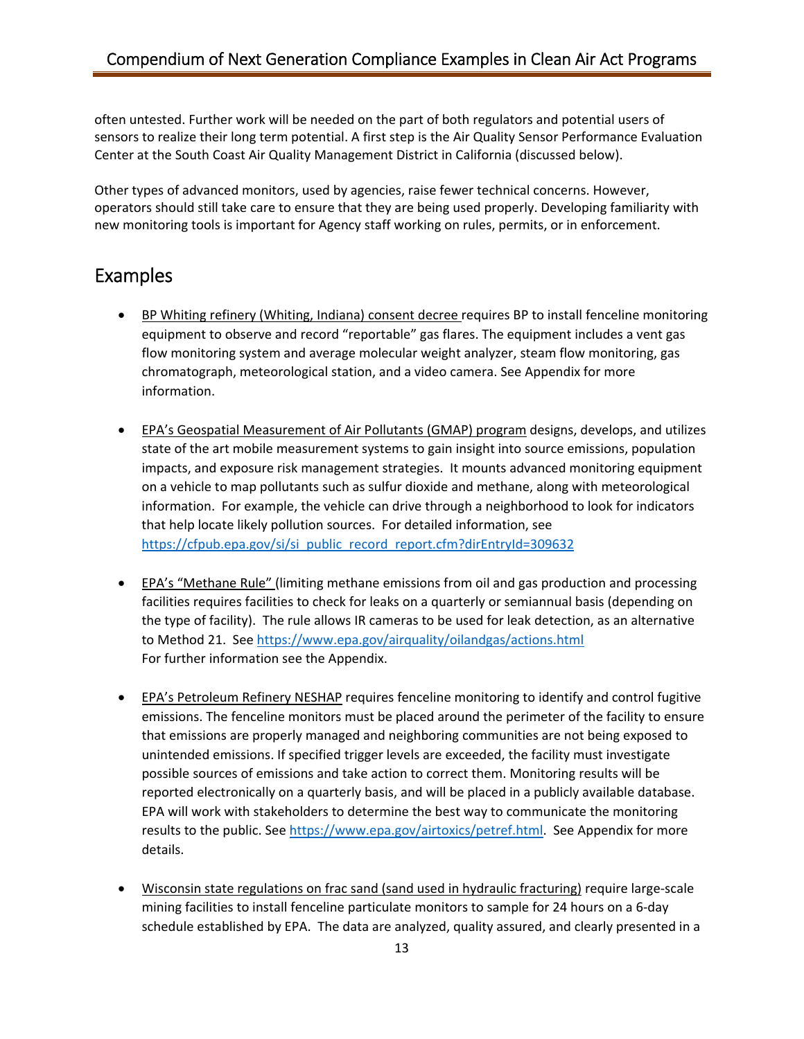often untested. Further work will be needed on the part of both regulators and potential users of sensors to realize their long term potential. A first step is the Air Quality Sensor Performance Evaluation Center at the South Coast Air Quality Management District in California (discussed below).

Other types of advanced monitors, used by agencies, raise fewer technical concerns. However, operators should still take care to ensure that they are being used properly. Developing familiarity with new monitoring tools is important for Agency staff working on rules, permits, or in enforcement.

## Examples

- BP Whiting refinery (Whiting, Indiana) consent decree requires BP to install fenceline monitoring equipment to observe and record "reportable" gas flares. The equipment includes a vent gas flow monitoring system and average molecular weight analyzer, steam flow monitoring, gas chromatograph, meteorological station, and a video camera. See Appendix for more information.

- EPA's Geospatial Measurement of Air Pollutants (GMAP) program designs, develops, and utilizes state of the art mobile measurement systems to gain insight into source emissions, population impacts, and exposure risk management strategies. It mounts advanced monitoring equipment on a vehicle to map pollutants such as sulfur dioxide and methane, along with meteorological information. For example, the vehicle can drive through a neighborhood to look for indicators that help locate likely pollution sources. For detailed information, see https://cfpub.epa.gov/si/si_public_record_report.cfm?dirEntryId=309632

- EPA's "Methane Rule" (limiting methane emissions from oil and gas production and processing facilities requires facilities to check for leaks on a quarterly or semiannual basis (depending on the type of facility). The rule allows IR cameras to be used for leak detection, as an alternative to Method 21. See https://www.epa.gov/airquality/oilandgas/actions.html
  For further information see the Appendix.

- EPA's Petroleum Refinery NESHAP requires fenceline monitoring to identify and control fugitive emissions. The fenceline monitors must be placed around the perimeter of the facility to ensure that emissions are properly managed and neighboring communities are not being exposed to unintended emissions. If specified trigger levels are exceeded, the facility must investigate possible sources of emissions and take action to correct them. Monitoring results will be reported electronically on a quarterly basis, and will be placed in a publicly available database. EPA will work with stakeholders to determine the best way to communicate the monitoring results to the public. See https://www.epa.gov/airtoxics/petref.html. See Appendix for more details.

- Wisconsin state regulations on frac sand (sand used in hydraulic fracturing) require large-scale mining facilities to install fenceline particulate monitors to sample for 24 hours on a 6-day schedule established by EPA. The data are analyzed, quality assured, and clearly presented in a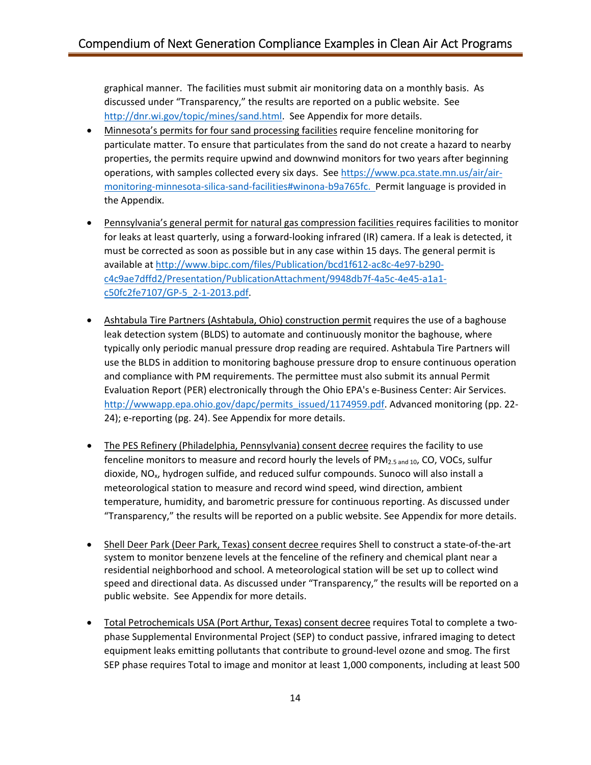graphical manner. The facilities must submit air monitoring data on a monthly basis. As discussed under "Transparency," the results are reported on a public website. See http://dnr.wi.gov/topic/mines/sand.html. See Appendix for more details.

- Minnesota's permits for four sand processing facilities require fenceline monitoring for particulate matter. To ensure that particulates from the sand do not create a hazard to nearby properties, the permits require upwind and downwind monitors for two years after beginning operations, with samples collected every six days. See https://www.pca.state.mn.us/air/air-monitoring-minnesota-silica-sand-facilities#winona-b9a765fc. Permit language is provided in the Appendix.

- Pennsylvania's general permit for natural gas compression facilities requires facilities to monitor for leaks at least quarterly, using a forward-looking infrared (IR) camera. If a leak is detected, it must be corrected as soon as possible but in any case within 15 days. The general permit is available at http://www.bipc.com/files/Publication/bcd1f612-ac8c-4e97-b290-c4c9ae7dffd2/Presentation/PublicationAttachment/9948db7f-4a5c-4e45-a1a1-c50fc2fe7107/GP-5_2-1-2013.pdf.

- Ashtabula Tire Partners (Ashtabula, Ohio) construction permit requires the use of a baghouse leak detection system (BLDS) to automate and continuously monitor the baghouse, where typically only periodic manual pressure drop reading are required. Ashtabula Tire Partners will use the BLDS in addition to monitoring baghouse pressure drop to ensure continuous operation and compliance with PM requirements. The permittee must also submit its annual Permit Evaluation Report (PER) electronically through the Ohio EPA's e-Business Center: Air Services. http://wwwapp.epa.ohio.gov/dapc/permits_issued/1174959.pdf. Advanced monitoring (pp. 22-24); e-reporting (pg. 24). See Appendix for more details.

- The PES Refinery (Philadelphia, Pennsylvania) consent decree requires the facility to use fenceline monitors to measure and record hourly the levels of $PM_{2.5 \text{ and } 10}$, CO, VOCs, sulfur dioxide, $NO_x$, hydrogen sulfide, and reduced sulfur compounds. Sunoco will also install a meteorological station to measure and record wind speed, wind direction, ambient temperature, humidity, and barometric pressure for continuous reporting. As discussed under "Transparency," the results will be reported on a public website. See Appendix for more details.

- Shell Deer Park (Deer Park, Texas) consent decree requires Shell to construct a state-of-the-art system to monitor benzene levels at the fenceline of the refinery and chemical plant near a residential neighborhood and school. A meteorological station will be set up to collect wind speed and directional data. As discussed under "Transparency," the results will be reported on a public website. See Appendix for more details.

- Total Petrochemicals USA (Port Arthur, Texas) consent decree requires Total to complete a two-phase Supplemental Environmental Project (SEP) to conduct passive, infrared imaging to detect equipment leaks emitting pollutants that contribute to ground-level ozone and smog. The first SEP phase requires Total to image and monitor at least 1,000 components, including at least 500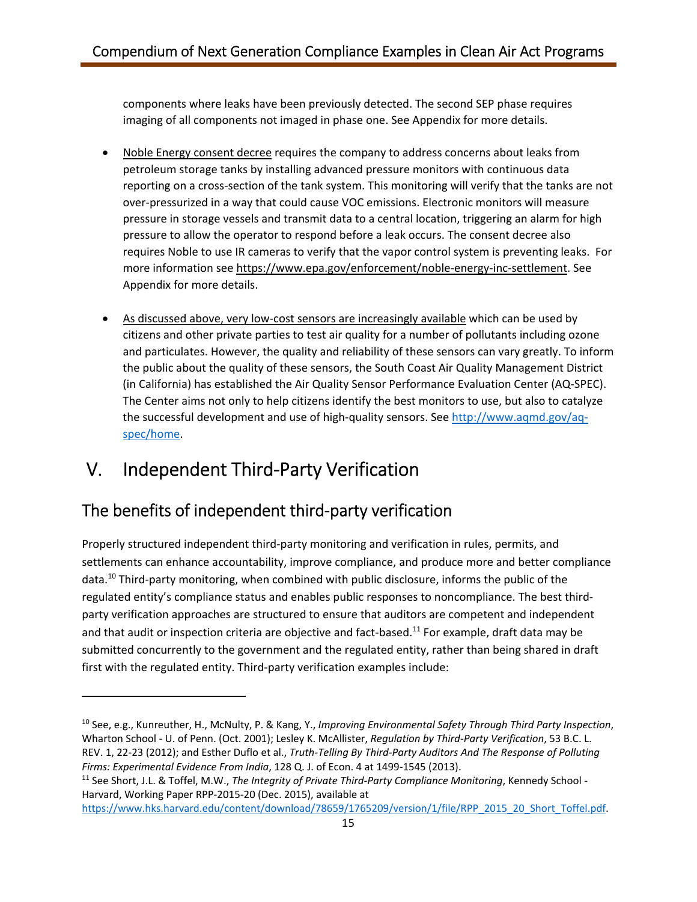components where leaks have been previously detected. The second SEP phase requires imaging of all components not imaged in phase one. See Appendix for more details.

- Noble Energy consent decree requires the company to address concerns about leaks from petroleum storage tanks by installing advanced pressure monitors with continuous data reporting on a cross-section of the tank system. This monitoring will verify that the tanks are not over-pressurized in a way that could cause VOC emissions. Electronic monitors will measure pressure in storage vessels and transmit data to a central location, triggering an alarm for high pressure to allow the operator to respond before a leak occurs. The consent decree also requires Noble to use IR cameras to verify that the vapor control system is preventing leaks. For more information see https://www.epa.gov/enforcement/noble-energy-inc-settlement. See Appendix for more details.

- As discussed above, very low-cost sensors are increasingly available which can be used by citizens and other private parties to test air quality for a number of pollutants including ozone and particulates. However, the quality and reliability of these sensors can vary greatly. To inform the public about the quality of these sensors, the South Coast Air Quality Management District (in California) has established the Air Quality Sensor Performance Evaluation Center (AQ-SPEC). The Center aims not only to help citizens identify the best monitors to use, but also to catalyze the successful development and use of high-quality sensors. See http://www.aqmd.gov/aq-spec/home.

# V. Independent Third-Party Verification

## The benefits of independent third-party verification

Properly structured independent third-party monitoring and verification in rules, permits, and settlements can enhance accountability, improve compliance, and produce more and better compliance data.[10] Third-party monitoring, when combined with public disclosure, informs the public of the regulated entity's compliance status and enables public responses to noncompliance. The best third-party verification approaches are structured to ensure that auditors are competent and independent and that audit or inspection criteria are objective and fact-based.[11] For example, draft data may be submitted concurrently to the government and the regulated entity, rather than being shared in draft first with the regulated entity. Third-party verification examples include:

---

[10] See, e.g., Kunreuther, H., McNulty, P. & Kang, Y., *Improving Environmental Safety Through Third Party Inspection*, Wharton School - U. of Penn. (Oct. 2001); Lesley K. McAllister, *Regulation by Third-Party Verification*, 53 B.C. L. REV. 1, 22-23 (2012); and Esther Duflo et al., *Truth-Telling By Third-Party Auditors And The Response of Polluting Firms: Experimental Evidence From India*, 128 Q. J. of Econ. 4 at 1499-1545 (2013).

[11] See Short, J.L. & Toffel, M.W., *The Integrity of Private Third-Party Compliance Monitoring*, Kennedy School - Harvard, Working Paper RPP-2015-20 (Dec. 2015), available at https://www.hks.harvard.edu/content/download/78659/1765209/version/1/file/RPP_2015_20_Short_Toffel.pdf.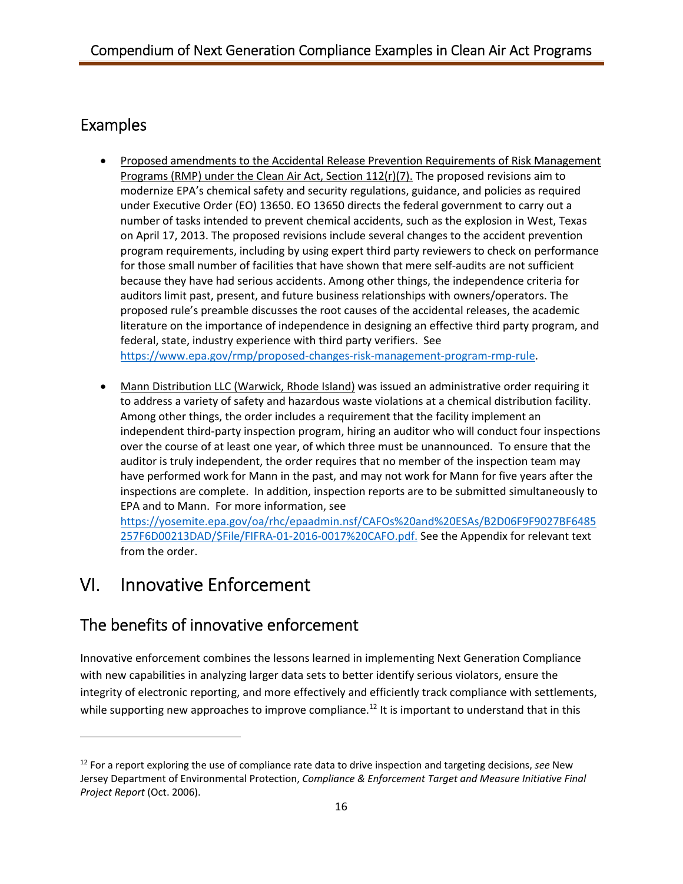## Examples

- Proposed amendments to the Accidental Release Prevention Requirements of Risk Management Programs (RMP) under the Clean Air Act, Section 112(r)(7). The proposed revisions aim to modernize EPA's chemical safety and security regulations, guidance, and policies as required under Executive Order (EO) 13650. EO 13650 directs the federal government to carry out a number of tasks intended to prevent chemical accidents, such as the explosion in West, Texas on April 17, 2013. The proposed revisions include several changes to the accident prevention program requirements, including by using expert third party reviewers to check on performance for those small number of facilities that have shown that mere self-audits are not sufficient because they have had serious accidents. Among other things, the independence criteria for auditors limit past, present, and future business relationships with owners/operators. The proposed rule's preamble discusses the root causes of the accidental releases, the academic literature on the importance of independence in designing an effective third party program, and federal, state, industry experience with third party verifiers. See https://www.epa.gov/rmp/proposed-changes-risk-management-program-rmp-rule.

- Mann Distribution LLC (Warwick, Rhode Island) was issued an administrative order requiring it to address a variety of safety and hazardous waste violations at a chemical distribution facility. Among other things, the order includes a requirement that the facility implement an independent third-party inspection program, hiring an auditor who will conduct four inspections over the course of at least one year, of which three must be unannounced. To ensure that the auditor is truly independent, the order requires that no member of the inspection team may have performed work for Mann in the past, and may not work for Mann for five years after the inspections are complete. In addition, inspection reports are to be submitted simultaneously to EPA and to Mann. For more information, see https://yosemite.epa.gov/oa/rhc/epaadmin.nsf/CAFOs%20and%20ESAs/B2D06F9F9027BF6485257F6D00213DAD/$File/FIFRA-01-2016-0017%20CAFO.pdf. See the Appendix for relevant text from the order.

# VI. Innovative Enforcement

## The benefits of innovative enforcement

Innovative enforcement combines the lessons learned in implementing Next Generation Compliance with new capabilities in analyzing larger data sets to better identify serious violators, ensure the integrity of electronic reporting, and more effectively and efficiently track compliance with settlements, while supporting new approaches to improve compliance.[12] It is important to understand that in this

[12] For a report exploring the use of compliance rate data to drive inspection and targeting decisions, *see* New Jersey Department of Environmental Protection, *Compliance & Enforcement Target and Measure Initiative Final Project Report* (Oct. 2006).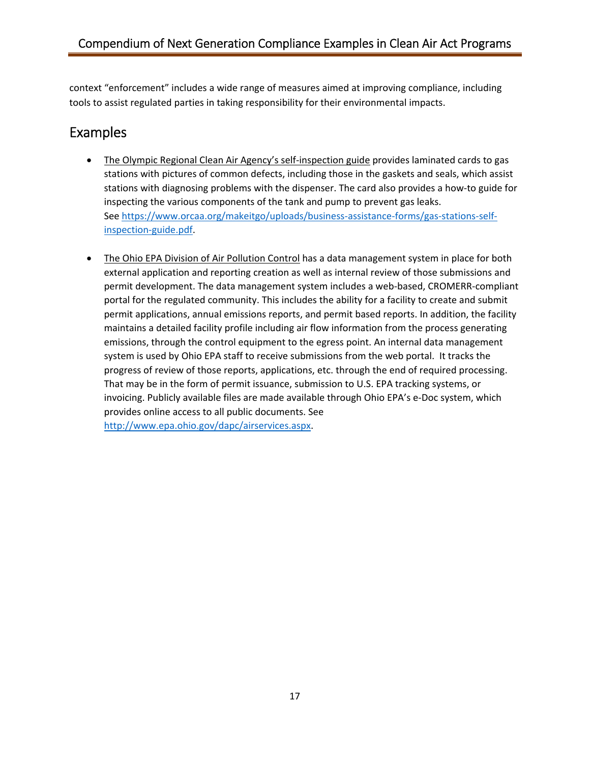context "enforcement" includes a wide range of measures aimed at improving compliance, including tools to assist regulated parties in taking responsibility for their environmental impacts.

## Examples

- The Olympic Regional Clean Air Agency's self-inspection guide provides laminated cards to gas stations with pictures of common defects, including those in the gaskets and seals, which assist stations with diagnosing problems with the dispenser. The card also provides a how-to guide for inspecting the various components of the tank and pump to prevent gas leaks. See https://www.orcaa.org/makeitgo/uploads/business-assistance-forms/gas-stations-self-inspection-guide.pdf.

- The Ohio EPA Division of Air Pollution Control has a data management system in place for both external application and reporting creation as well as internal review of those submissions and permit development. The data management system includes a web-based, CROMERR-compliant portal for the regulated community. This includes the ability for a facility to create and submit permit applications, annual emissions reports, and permit based reports. In addition, the facility maintains a detailed facility profile including air flow information from the process generating emissions, through the control equipment to the egress point. An internal data management system is used by Ohio EPA staff to receive submissions from the web portal. It tracks the progress of review of those reports, applications, etc. through the end of required processing. That may be in the form of permit issuance, submission to U.S. EPA tracking systems, or invoicing. Publicly available files are made available through Ohio EPA's e-Doc system, which provides online access to all public documents. See http://www.epa.ohio.gov/dapc/airservices.aspx.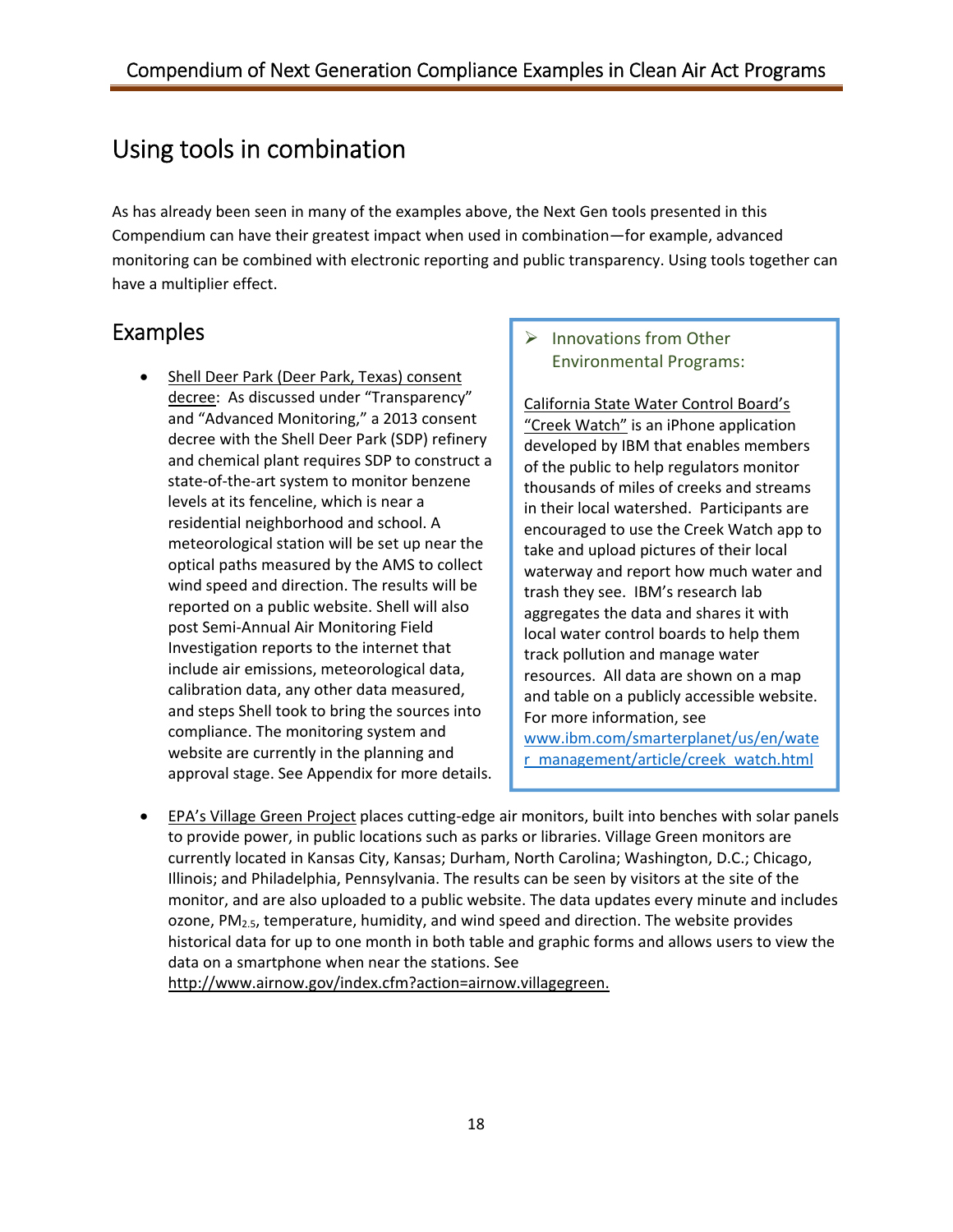# Using tools in combination

As has already been seen in many of the examples above, the Next Gen tools presented in this Compendium can have their greatest impact when used in combination—for example, advanced monitoring can be combined with electronic reporting and public transparency. Using tools together can have a multiplier effect.

## Examples

- Shell Deer Park (Deer Park, Texas) consent decree: As discussed under "Transparency" and "Advanced Monitoring," a 2013 consent decree with the Shell Deer Park (SDP) refinery and chemical plant requires SDP to construct a state-of-the-art system to monitor benzene levels at its fenceline, which is near a residential neighborhood and school. A meteorological station will be set up near the optical paths measured by the AMS to collect wind speed and direction. The results will be reported on a public website. Shell will also post Semi-Annual Air Monitoring Field Investigation reports to the internet that include air emissions, meteorological data, calibration data, any other data measured, and steps Shell took to bring the sources into compliance. The monitoring system and website are currently in the planning and approval stage. See Appendix for more details.

> ➢ Innovations from Other Environmental Programs:
>
> California State Water Control Board's "Creek Watch" is an iPhone application developed by IBM that enables members of the public to help regulators monitor thousands of miles of creeks and streams in their local watershed. Participants are encouraged to use the Creek Watch app to take and upload pictures of their local waterway and report how much water and trash they see. IBM's research lab aggregates the data and shares it with local water control boards to help them track pollution and manage water resources. All data are shown on a map and table on a publicly accessible website. For more information, see www.ibm.com/smarterplanet/us/en/water_management/article/creek_watch.html

- EPA's Village Green Project places cutting-edge air monitors, built into benches with solar panels to provide power, in public locations such as parks or libraries. Village Green monitors are currently located in Kansas City, Kansas; Durham, North Carolina; Washington, D.C.; Chicago, Illinois; and Philadelphia, Pennsylvania. The results can be seen by visitors at the site of the monitor, and are also uploaded to a public website. The data updates every minute and includes ozone, $PM_{2.5}$, temperature, humidity, and wind speed and direction. The website provides historical data for up to one month in both table and graphic forms and allows users to view the data on a smartphone when near the stations. See http://www.airnow.gov/index.cfm?action=airnow.villagegreen.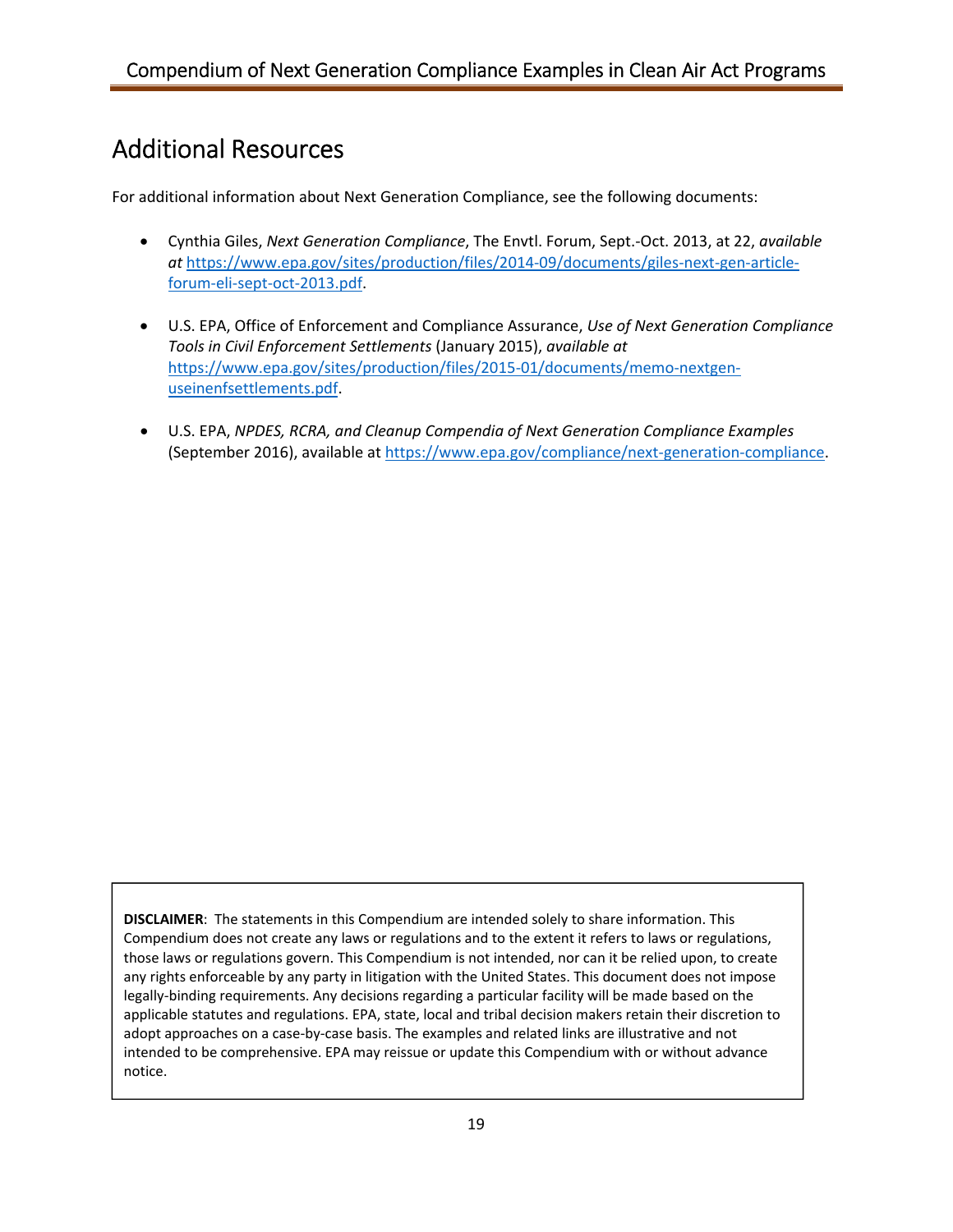# Additional Resources

For additional information about Next Generation Compliance, see the following documents:

- Cynthia Giles, *Next Generation Compliance*, The Envtl. Forum, Sept.-Oct. 2013, at 22, *available at* https://www.epa.gov/sites/production/files/2014-09/documents/giles-next-gen-article-forum-eli-sept-oct-2013.pdf.

- U.S. EPA, Office of Enforcement and Compliance Assurance, *Use of Next Generation Compliance Tools in Civil Enforcement Settlements* (January 2015), *available at* https://www.epa.gov/sites/production/files/2015-01/documents/memo-nextgen-useinenfsettlements.pdf.

- U.S. EPA, *NPDES, RCRA, and Cleanup Compendia of Next Generation Compliance Examples* (September 2016), available at https://www.epa.gov/compliance/next-generation-compliance.

**DISCLAIMER**: The statements in this Compendium are intended solely to share information. This Compendium does not create any laws or regulations and to the extent it refers to laws or regulations, those laws or regulations govern. This Compendium is not intended, nor can it be relied upon, to create any rights enforceable by any party in litigation with the United States. This document does not impose legally-binding requirements. Any decisions regarding a particular facility will be made based on the applicable statutes and regulations. EPA, state, local and tribal decision makers retain their discretion to adopt approaches on a case-by-case basis. The examples and related links are illustrative and not intended to be comprehensive. EPA may reissue or update this Compendium with or without advance notice.